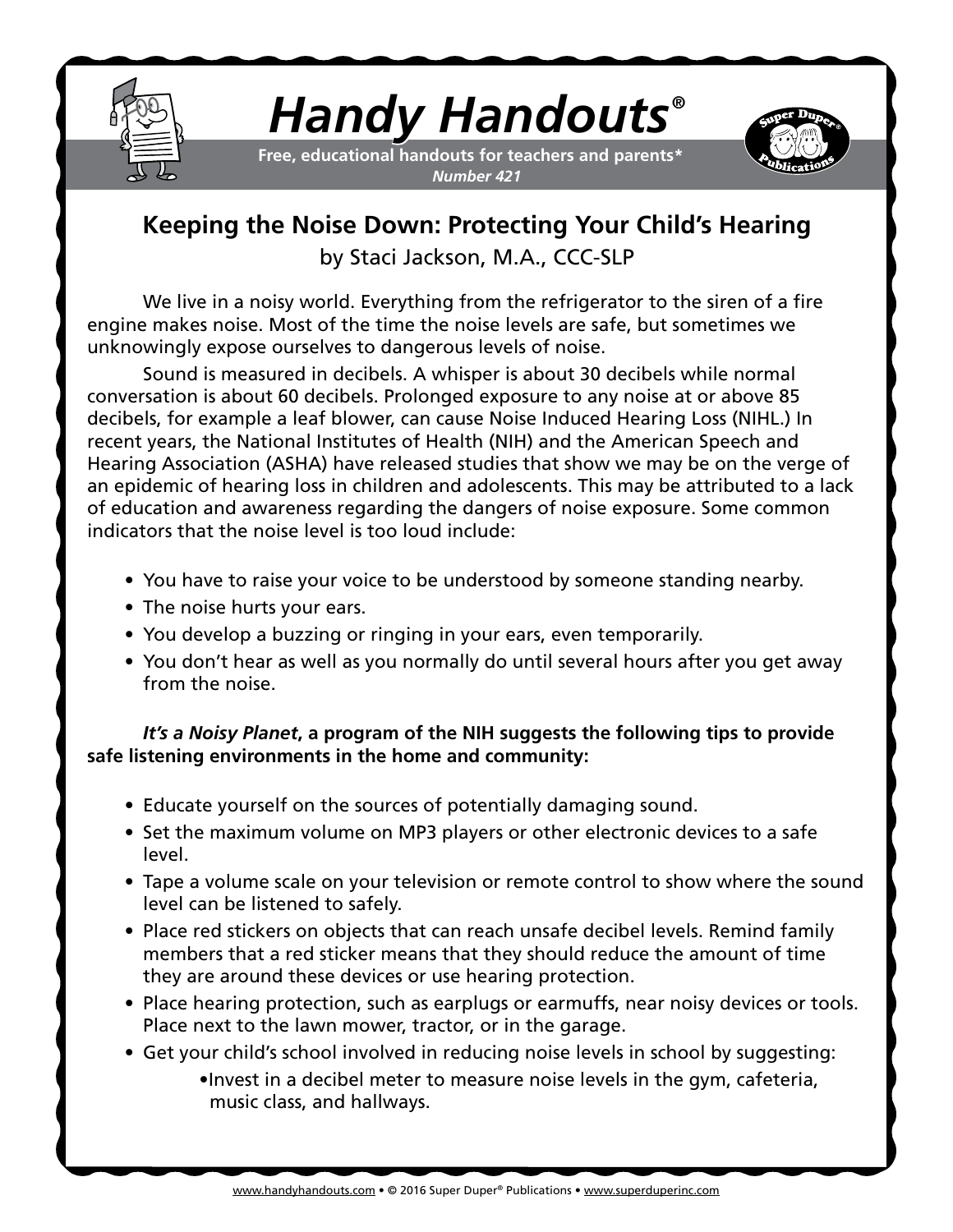# *Handy Handouts®*

**Free, educational handouts for teachers and parents***
***Number 421***

## Keeping the Noise Down: Protecting Your Child's Hearing

by Staci Jackson, M.A., CCC-SLP

We live in a noisy world. Everything from the refrigerator to the siren of a fire engine makes noise. Most of the time the noise levels are safe, but sometimes we unknowingly expose ourselves to dangerous levels of noise.

Sound is measured in decibels. A whisper is about 30 decibels while normal conversation is about 60 decibels. Prolonged exposure to any noise at or above 85 decibels, for example a leaf blower, can cause Noise Induced Hearing Loss (NIHL.) In recent years, the National Institutes of Health (NIH) and the American Speech and Hearing Association (ASHA) have released studies that show we may be on the verge of an epidemic of hearing loss in children and adolescents. This may be attributed to a lack of education and awareness regarding the dangers of noise exposure. Some common indicators that the noise level is too loud include:

- You have to raise your voice to be understood by someone standing nearby.
- The noise hurts your ears.
- You develop a buzzing or ringing in your ears, even temporarily.
- You don't hear as well as you normally do until several hours after you get away from the noise.

***It's a Noisy Planet*, a program of the NIH suggests the following tips to provide safe listening environments in the home and community:**

- Educate yourself on the sources of potentially damaging sound.
- Set the maximum volume on MP3 players or other electronic devices to a safe level.
- Tape a volume scale on your television or remote control to show where the sound level can be listened to safely.
- Place red stickers on objects that can reach unsafe decibel levels. Remind family members that a red sticker means that they should reduce the amount of time they are around these devices or use hearing protection.
- Place hearing protection, such as earplugs or earmuffs, near noisy devices or tools. Place next to the lawn mower, tractor, or in the garage.
- Get your child's school involved in reducing noise levels in school by suggesting:
  - Invest in a decibel meter to measure noise levels in the gym, cafeteria, music class, and hallways.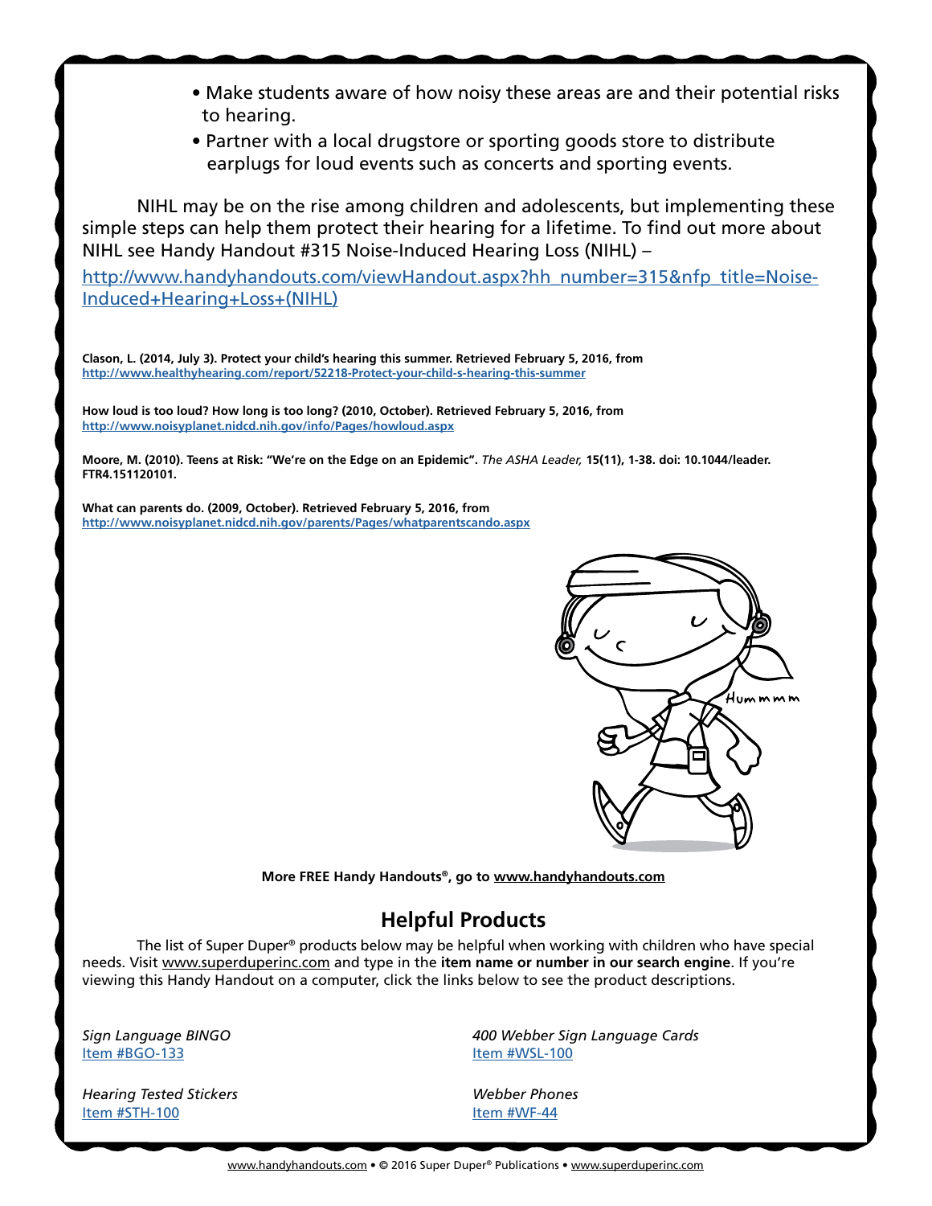- Make students aware of how noisy these areas are and their potential risks to hearing.
- Partner with a local drugstore or sporting goods store to distribute earplugs for loud events such as concerts and sporting events.

NIHL may be on the rise among children and adolescents, but implementing these simple steps can help them protect their hearing for a lifetime. To find out more about NIHL see Handy Handout #315 Noise-Induced Hearing Loss (NIHL) –

http://www.handyhandouts.com/viewHandout.aspx?hh_number=315&nfp_title=Noise-Induced+Hearing+Loss+(NIHL)

**Clason, L. (2014, July 3). Protect your child's hearing this summer. Retrieved February 5, 2016, from http://www.healthyhearing.com/report/52218-Protect-your-child-s-hearing-this-summer**

**How loud is too loud? How long is too long? (2010, October). Retrieved February 5, 2016, from http://www.noisyplanet.nidcd.nih.gov/info/Pages/howloud.aspx**

**Moore, M. (2010). Teens at Risk: "We're on the Edge on an Epidemic".** ***The ASHA Leader,*** **15(11), 1-38. doi: 10.1044/leader.FTR4.151120101.**

**What can parents do. (2009, October). Retrieved February 5, 2016, from http://www.noisyplanet.nidcd.nih.gov/parents/Pages/whatparentscando.aspx**

**More FREE Handy Handouts®, go to www.handyhandouts.com**

## Helpful Products

The list of Super Duper® products below may be helpful when working with children who have special needs. Visit www.superduperinc.com and type in the **item name or number in our search engine**. If you're viewing this Handy Handout on a computer, click the links below to see the product descriptions.

*Sign Language BINGO*
Item #BGO-133

*Hearing Tested Stickers*
Item #STH-100

*400 Webber Sign Language Cards*
Item #WSL-100

*Webber Phones*
Item #WF-44